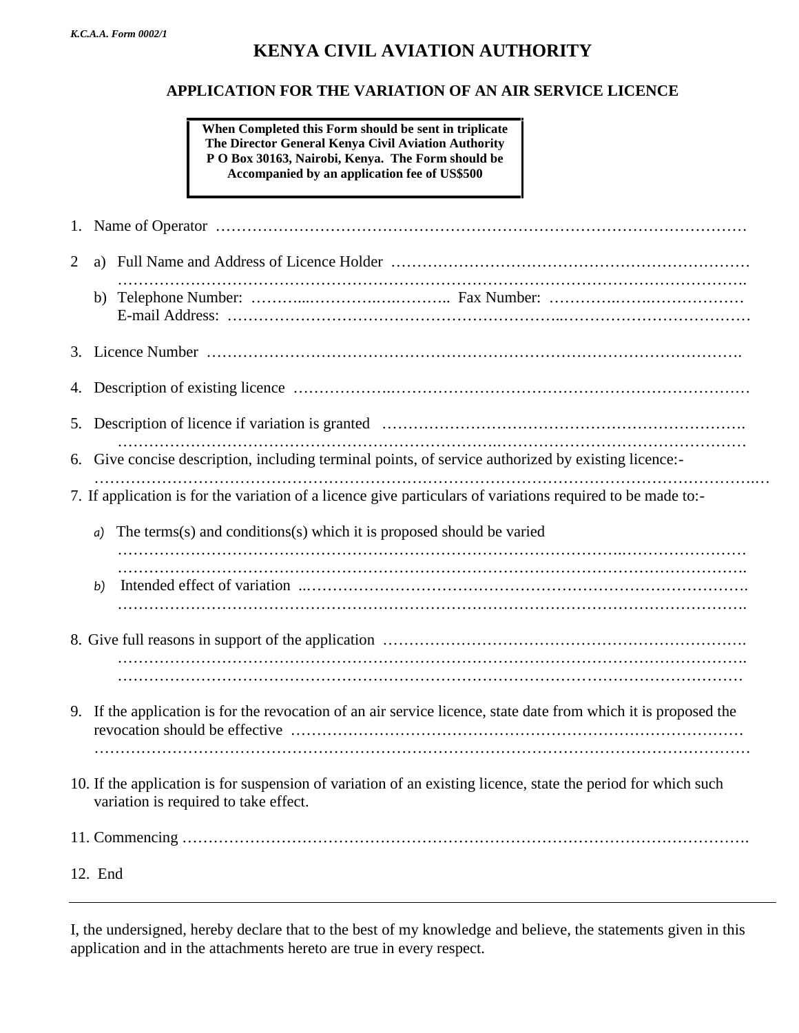*K.C.A.A. Form 0002/1*

# KENYA CIVIL AVIATION AUTHORITY

## APPLICATION FOR THE VARIATION OF AN AIR SERVICE LICENCE

**When Completed this Form should be sent in triplicate The Director General Kenya Civil Aviation Authority P O Box 30163, Nairobi, Kenya. The Form should be Accompanied by an application fee of US$500**

1. Name of Operator ……………………………………………………………………………………………

2. a) Full Name and Address of Licence Holder ………………………………………………………………
   …………………………………………………………………………………………………………….
   b) Telephone Number: ………..………….…………. Fax Number: ………….……………………
   E-mail Address: ………………………………………………………..………………………………

3. Licence Number ………………………………………………………………………………………….

4. Description of existing licence …………………………………………………………………………

5. Description of licence if variation is granted ……………………………………………………………
   …………………………………………………………………………………………………………….

6. Give concise description, including terminal points, of service authorized by existing licence:-
   ……………………………………………………………………………………………………………..

7. If application is for the variation of a licence give particulars of variations required to be made to:-

   *a)* The terms(s) and conditions(s) which it is proposed should be varied
   …………………………………………………………………………………………………………
   …………………………………………………………………………………………………………….

   *b)* Intended effect of variation ..……………………………………………………………………….
   …………………………………………………………………………………………………………….

8. Give full reasons in support of the application …………………………………………………………….
   …………………………………………………………………………………………………………….
   …………………………………………………………………………………………………………

9. If the application is for the revocation of an air service licence, state date from which it is proposed the revocation should be effective ……………………………………………………………………………
   …………………………………………………………………………………………………………

10. If the application is for suspension of variation of an existing licence, state the period for which such variation is required to take effect.

11. Commencing ……………………………………………………………………………………………….

12. End

---

I, the undersigned, hereby declare that to the best of my knowledge and believe, the statements given in this application and in the attachments hereto are true in every respect.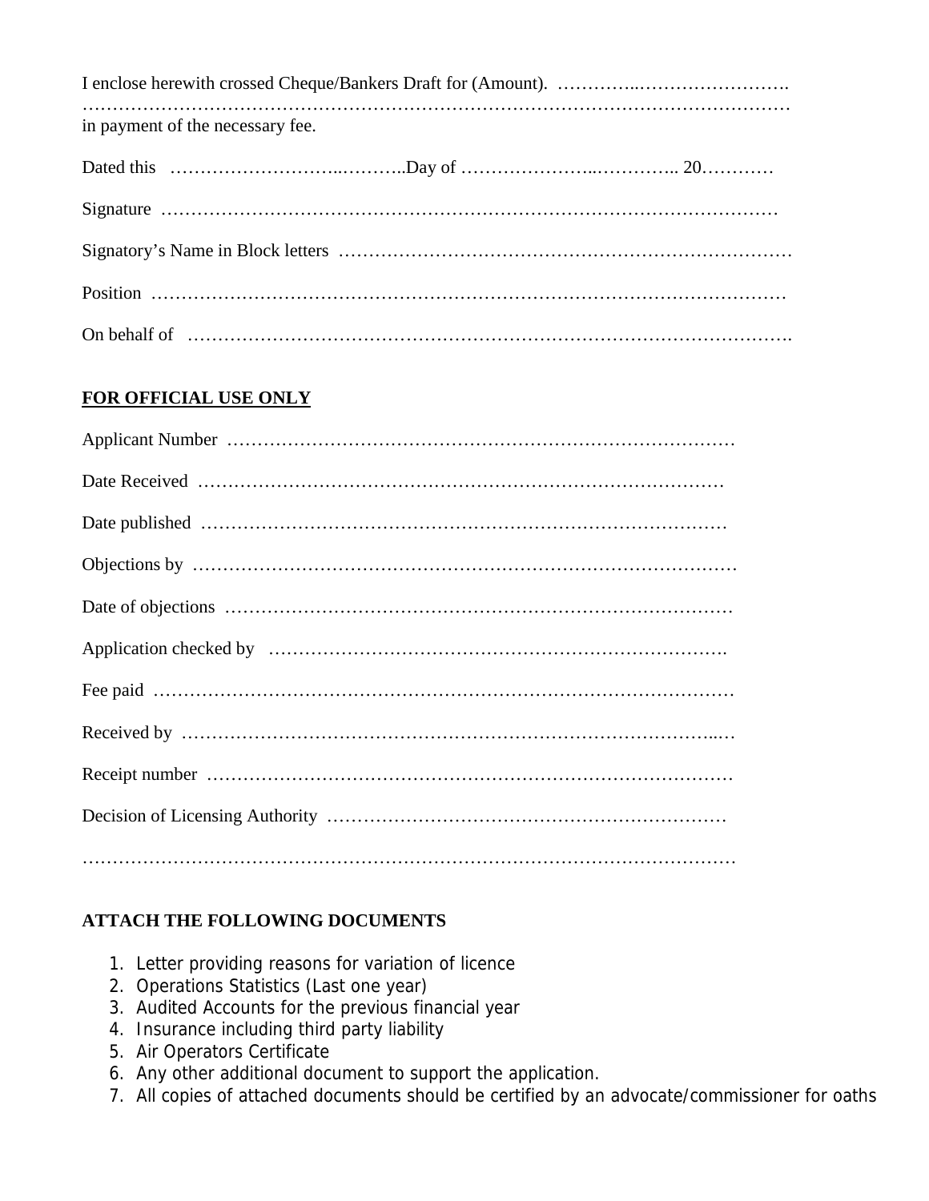I enclose herewith crossed Cheque/Bankers Draft for (Amount). …………..…………………….
…………………………………………………………………………………………………………
in payment of the necessary fee.

Dated this ……………………..………..Day of ………………..………….. 20…………

Signature ……………………………………………………………………………………

Signatory's Name in Block letters ………………………………………………………………

Position ……………………………………………………………………………………………

On behalf of ……………………………………………………………………………………….

**FOR OFFICIAL USE ONLY**

Applicant Number …………………………………………………………………………

Date Received ……………………………………………………………………………

Date published ……………………………………………………………………………

Objections by ………………………………………………………………………………

Date of objections …………………………………………………………………………

Application checked by ……………………………………………………………….

Fee paid ……………………………………………………………………………………

Received by ………………………………………………………………………..…

Receipt number ……………………………………………………………………………

Decision of Licensing Authority …………………………………………………………

…………………………………………………………………………………………………

**ATTACH THE FOLLOWING DOCUMENTS**

1. Letter providing reasons for variation of licence
2. Operations Statistics (Last one year)
3. Audited Accounts for the previous financial year
4. Insurance including third party liability
5. Air Operators Certificate
6. Any other additional document to support the application.
7. All copies of attached documents should be certified by an advocate/commissioner for oaths